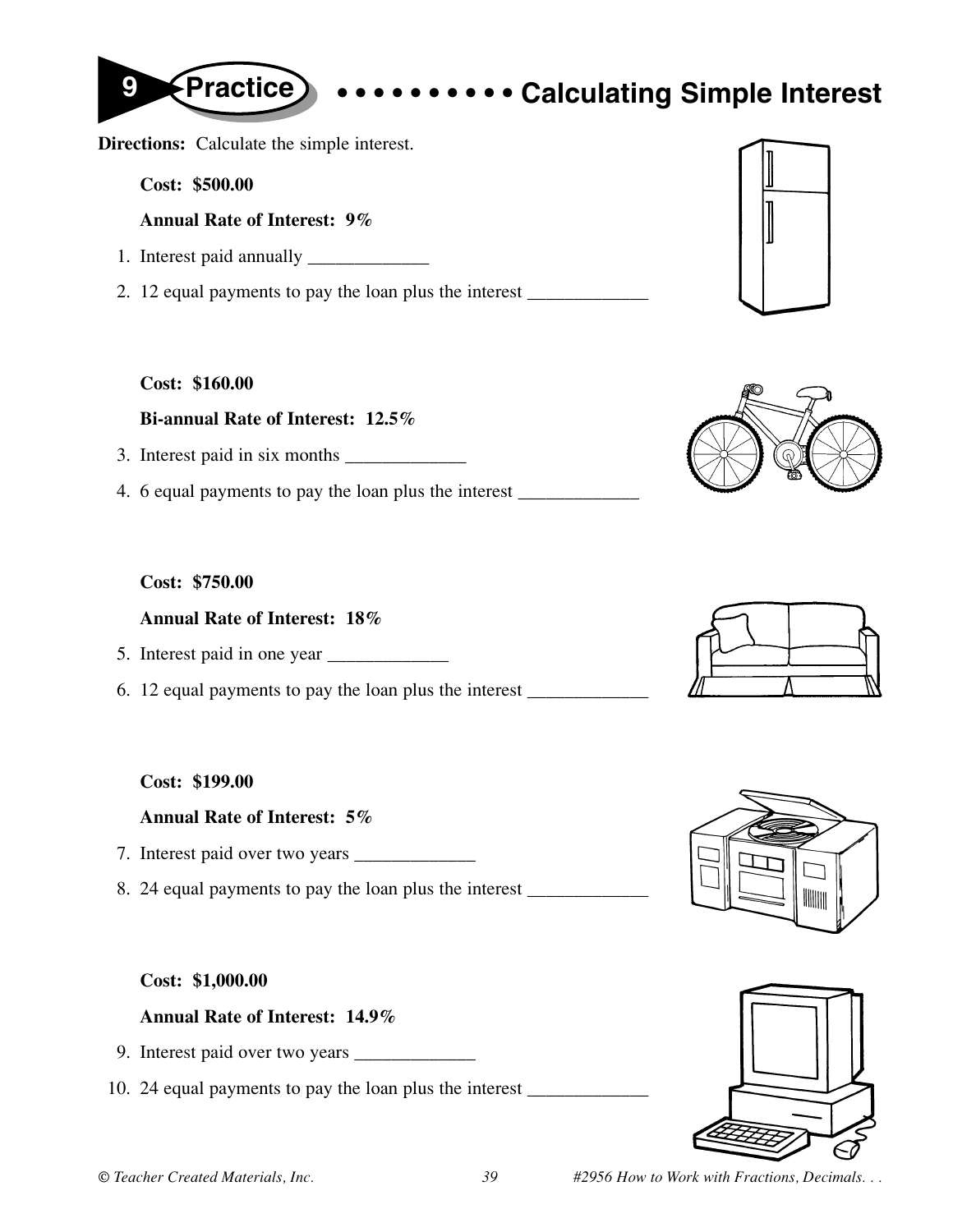# 9 Practice • • • • • • • • • • Calculating Simple Interest

**Directions:** Calculate the simple interest.

**Cost: $500.00**

**Annual Rate of Interest: 9%**

1. Interest paid annually _____________
2. 12 equal payments to pay the loan plus the interest _____________

**Cost: $160.00**

**Bi-annual Rate of Interest: 12.5%**

3. Interest paid in six months _____________
4. 6 equal payments to pay the loan plus the interest _____________

**Cost: $750.00**

**Annual Rate of Interest: 18%**

5. Interest paid in one year _____________
6. 12 equal payments to pay the loan plus the interest _____________

**Cost: $199.00**

**Annual Rate of Interest: 5%**

7. Interest paid over two years _____________
8. 24 equal payments to pay the loan plus the interest _____________

**Cost: $1,000.00**

**Annual Rate of Interest: 14.9%**

9. Interest paid over two years _____________
10. 24 equal payments to pay the loan plus the interest _____________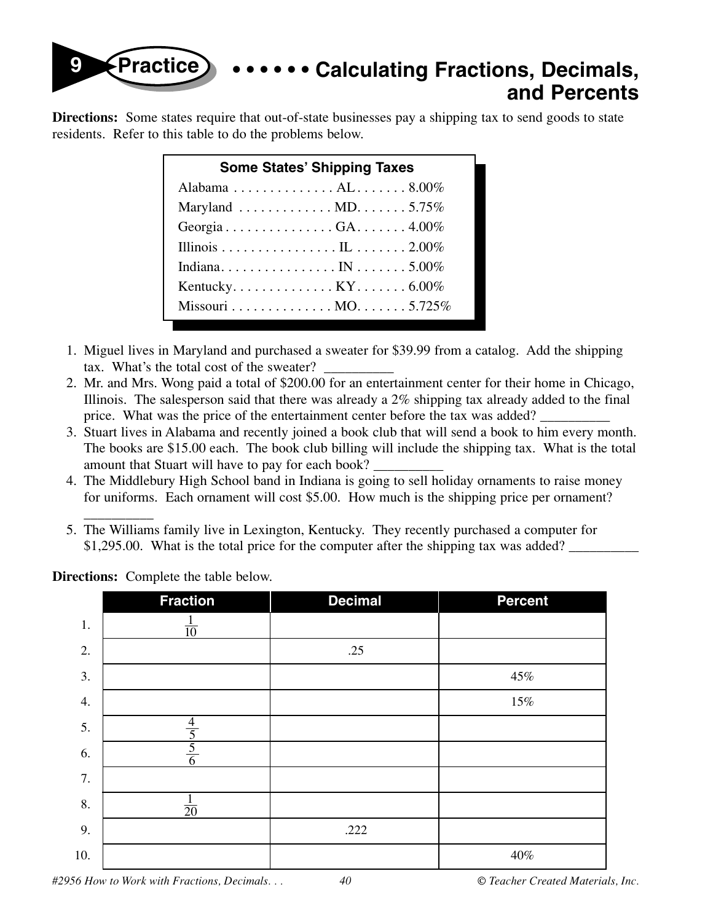# 9 Practice • • • • • • Calculating Fractions, Decimals, and Percents

**Directions:** Some states require that out-of-state businesses pay a shipping tax to send goods to state residents. Refer to this table to do the problems below.

| Some States' Shipping Taxes | | |
|---|---|---|
| Alabama | AL | 8.00% |
| Maryland | MD | 5.75% |
| Georgia | GA | 4.00% |
| Illinois | IL | 2.00% |
| Indiana | IN | 5.00% |
| Kentucky | KY | 6.00% |
| Missouri | MO | 5.725% |

1. Miguel lives in Maryland and purchased a sweater for $39.99 from a catalog. Add the shipping tax. What's the total cost of the sweater? __________
2. Mr. and Mrs. Wong paid a total of $200.00 for an entertainment center for their home in Chicago, Illinois. The salesperson said that there was already a 2% shipping tax already added to the final price. What was the price of the entertainment center before the tax was added? __________
3. Stuart lives in Alabama and recently joined a book club that will send a book to him every month. The books are $15.00 each. The book club billing will include the shipping tax. What is the total amount that Stuart will have to pay for each book? __________
4. The Middlebury High School band in Indiana is going to sell holiday ornaments to raise money for uniforms. Each ornament will cost $5.00. How much is the shipping price per ornament? __________
5. The Williams family live in Lexington, Kentucky. They recently purchased a computer for $1,295.00. What is the total price for the computer after the shipping tax was added? __________

**Directions:** Complete the table below.

| | Fraction | Decimal | Percent |
|---|---|---|---|
| 1. | $\frac{1}{10}$ | | |
| 2. | | .25 | |
| 3. | | | 45% |
| 4. | | | 15% |
| 5. | $\frac{4}{5}$ | | |
| 6. | $\frac{5}{6}$ | | |
| 7. | | | |
| 8. | $\frac{1}{20}$ | | |
| 9. | | .222 | |
| 10. | | | 40% |